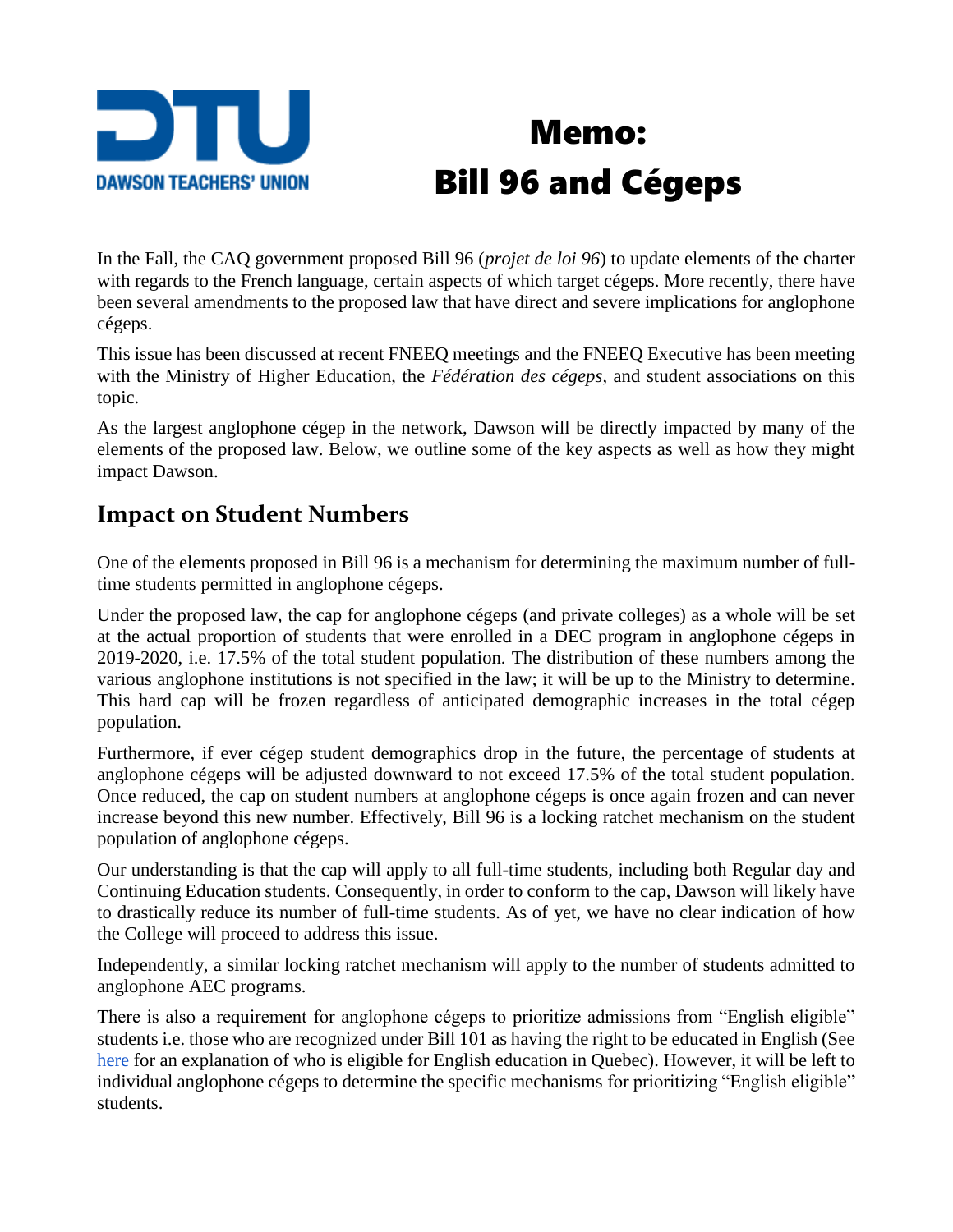DTU
DAWSON TEACHERS' UNION

# Memo: Bill 96 and Cégeps

In the Fall, the CAQ government proposed Bill 96 (*projet de loi 96*) to update elements of the charter with regards to the French language, certain aspects of which target cégeps. More recently, there have been several amendments to the proposed law that have direct and severe implications for anglophone cégeps.

This issue has been discussed at recent FNEEQ meetings and the FNEEQ Executive has been meeting with the Ministry of Higher Education, the *Fédération des cégeps*, and student associations on this topic.

As the largest anglophone cégep in the network, Dawson will be directly impacted by many of the elements of the proposed law. Below, we outline some of the key aspects as well as how they might impact Dawson.

## Impact on Student Numbers

One of the elements proposed in Bill 96 is a mechanism for determining the maximum number of full-time students permitted in anglophone cégeps.

Under the proposed law, the cap for anglophone cégeps (and private colleges) as a whole will be set at the actual proportion of students that were enrolled in a DEC program in anglophone cégeps in 2019-2020, i.e. 17.5% of the total student population. The distribution of these numbers among the various anglophone institutions is not specified in the law; it will be up to the Ministry to determine. This hard cap will be frozen regardless of anticipated demographic increases in the total cégep population.

Furthermore, if ever cégep student demographics drop in the future, the percentage of students at anglophone cégeps will be adjusted downward to not exceed 17.5% of the total student population. Once reduced, the cap on student numbers at anglophone cégeps is once again frozen and can never increase beyond this new number. Effectively, Bill 96 is a locking ratchet mechanism on the student population of anglophone cégeps.

Our understanding is that the cap will apply to all full-time students, including both Regular day and Continuing Education students. Consequently, in order to conform to the cap, Dawson will likely have to drastically reduce its number of full-time students. As of yet, we have no clear indication of how the College will proceed to address this issue.

Independently, a similar locking ratchet mechanism will apply to the number of students admitted to anglophone AEC programs.

There is also a requirement for anglophone cégeps to prioritize admissions from "English eligible" students i.e. those who are recognized under Bill 101 as having the right to be educated in English (See here for an explanation of who is eligible for English education in Quebec). However, it will be left to individual anglophone cégeps to determine the specific mechanisms for prioritizing "English eligible" students.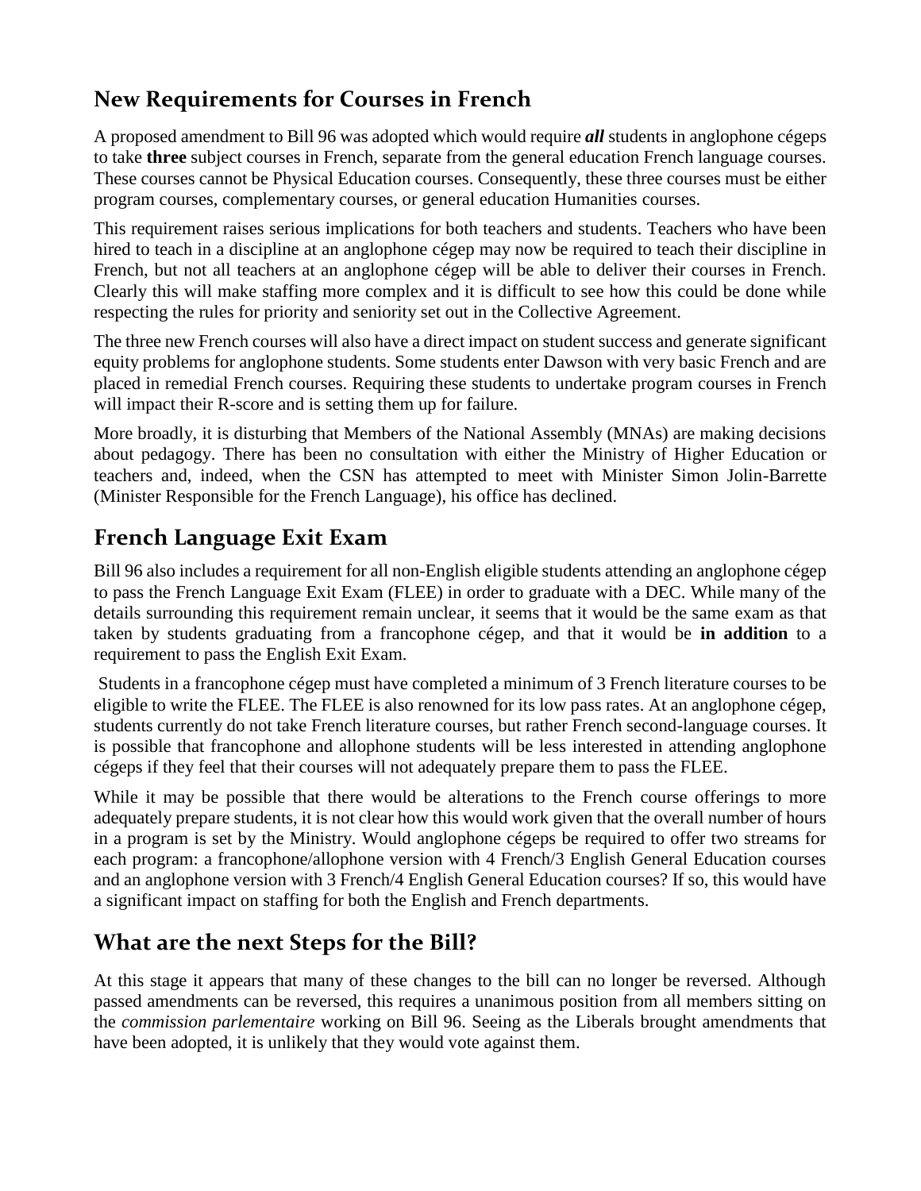## New Requirements for Courses in French

A proposed amendment to Bill 96 was adopted which would require ***all*** students in anglophone cégeps to take **three** subject courses in French, separate from the general education French language courses. These courses cannot be Physical Education courses. Consequently, these three courses must be either program courses, complementary courses, or general education Humanities courses.

This requirement raises serious implications for both teachers and students. Teachers who have been hired to teach in a discipline at an anglophone cégep may now be required to teach their discipline in French, but not all teachers at an anglophone cégep will be able to deliver their courses in French. Clearly this will make staffing more complex and it is difficult to see how this could be done while respecting the rules for priority and seniority set out in the Collective Agreement.

The three new French courses will also have a direct impact on student success and generate significant equity problems for anglophone students. Some students enter Dawson with very basic French and are placed in remedial French courses. Requiring these students to undertake program courses in French will impact their R-score and is setting them up for failure.

More broadly, it is disturbing that Members of the National Assembly (MNAs) are making decisions about pedagogy. There has been no consultation with either the Ministry of Higher Education or teachers and, indeed, when the CSN has attempted to meet with Minister Simon Jolin-Barrette (Minister Responsible for the French Language), his office has declined.

## French Language Exit Exam

Bill 96 also includes a requirement for all non-English eligible students attending an anglophone cégep to pass the French Language Exit Exam (FLEE) in order to graduate with a DEC. While many of the details surrounding this requirement remain unclear, it seems that it would be the same exam as that taken by students graduating from a francophone cégep, and that it would be **in addition** to a requirement to pass the English Exit Exam.

Students in a francophone cégep must have completed a minimum of 3 French literature courses to be eligible to write the FLEE. The FLEE is also renowned for its low pass rates. At an anglophone cégep, students currently do not take French literature courses, but rather French second-language courses. It is possible that francophone and allophone students will be less interested in attending anglophone cégeps if they feel that their courses will not adequately prepare them to pass the FLEE.

While it may be possible that there would be alterations to the French course offerings to more adequately prepare students, it is not clear how this would work given that the overall number of hours in a program is set by the Ministry. Would anglophone cégeps be required to offer two streams for each program: a francophone/allophone version with 4 French/3 English General Education courses and an anglophone version with 3 French/4 English General Education courses? If so, this would have a significant impact on staffing for both the English and French departments.

## What are the next Steps for the Bill?

At this stage it appears that many of these changes to the bill can no longer be reversed. Although passed amendments can be reversed, this requires a unanimous position from all members sitting on the *commission parlementaire* working on Bill 96. Seeing as the Liberals brought amendments that have been adopted, it is unlikely that they would vote against them.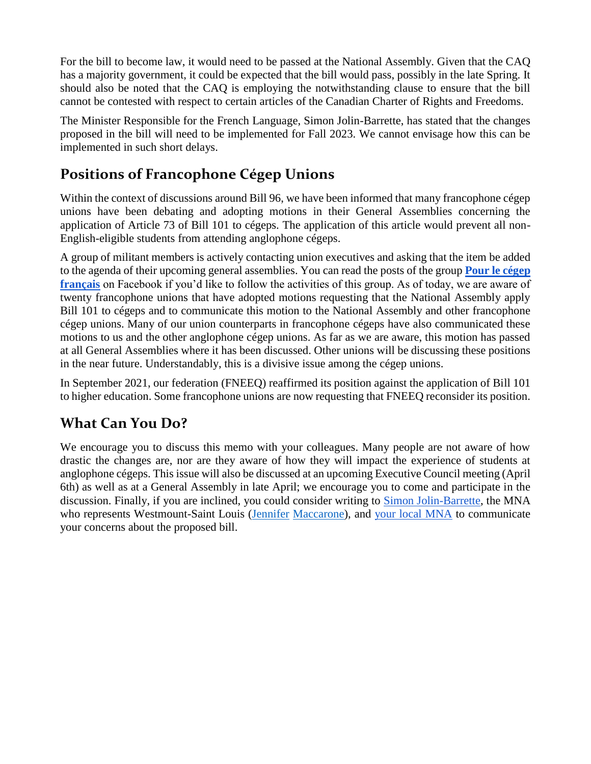For the bill to become law, it would need to be passed at the National Assembly. Given that the CAQ has a majority government, it could be expected that the bill would pass, possibly in the late Spring. It should also be noted that the CAQ is employing the notwithstanding clause to ensure that the bill cannot be contested with respect to certain articles of the Canadian Charter of Rights and Freedoms.

The Minister Responsible for the French Language, Simon Jolin-Barrette, has stated that the changes proposed in the bill will need to be implemented for Fall 2023. We cannot envisage how this can be implemented in such short delays.

## Positions of Francophone Cégep Unions

Within the context of discussions around Bill 96, we have been informed that many francophone cégep unions have been debating and adopting motions in their General Assemblies concerning the application of Article 73 of Bill 101 to cégeps. The application of this article would prevent all non-English-eligible students from attending anglophone cégeps.

A group of militant members is actively contacting union executives and asking that the item be added to the agenda of their upcoming general assemblies. You can read the posts of the group **Pour le cégep français** on Facebook if you'd like to follow the activities of this group. As of today, we are aware of twenty francophone unions that have adopted motions requesting that the National Assembly apply Bill 101 to cégeps and to communicate this motion to the National Assembly and other francophone cégep unions. Many of our union counterparts in francophone cégeps have also communicated these motions to us and the other anglophone cégep unions. As far as we are aware, this motion has passed at all General Assemblies where it has been discussed. Other unions will be discussing these positions in the near future. Understandably, this is a divisive issue among the cégep unions.

In September 2021, our federation (FNEEQ) reaffirmed its position against the application of Bill 101 to higher education. Some francophone unions are now requesting that FNEEQ reconsider its position.

## What Can You Do?

We encourage you to discuss this memo with your colleagues. Many people are not aware of how drastic the changes are, nor are they aware of how they will impact the experience of students at anglophone cégeps. This issue will also be discussed at an upcoming Executive Council meeting (April 6th) as well as at a General Assembly in late April; we encourage you to come and participate in the discussion. Finally, if you are inclined, you could consider writing to Simon Jolin-Barrette, the MNA who represents Westmount-Saint Louis (Jennifer Maccarone), and your local MNA to communicate your concerns about the proposed bill.